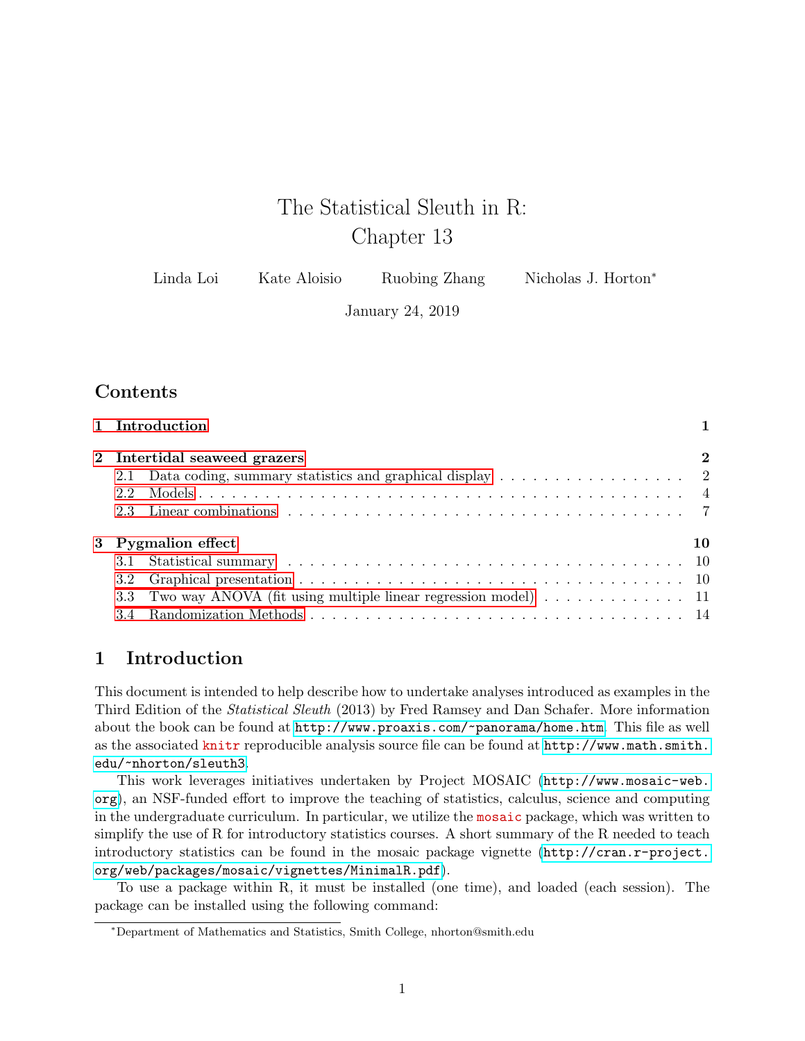# The Statistical Sleuth in R: Chapter 13

Linda Loi  Kate Aloisio  Ruobing Zhang  Nicholas J. Horton*

January 24, 2019

## Contents

1 Introduction 1

2 Intertidal seaweed grazers 2
- 2.1 Data coding, summary statistics and graphical display 2
- 2.2 Models 4
- 2.3 Linear combinations 7

3 Pygmalion effect 10
- 3.1 Statistical summary 10
- 3.2 Graphical presentation 10
- 3.3 Two way ANOVA (fit using multiple linear regression model) 11
- 3.4 Randomization Methods 14

## 1 Introduction

This document is intended to help describe how to undertake analyses introduced as examples in the Third Edition of the *Statistical Sleuth* (2013) by Fred Ramsey and Dan Schafer. More information about the book can be found at `http://www.proaxis.com/~panorama/home.htm`. This file as well as the associated `knitr` reproducible analysis source file can be found at `http://www.math.smith.edu/~nhorton/sleuth3`.

This work leverages initiatives undertaken by Project MOSAIC (`http://www.mosaic-web.org`), an NSF-funded effort to improve the teaching of statistics, calculus, science and computing in the undergraduate curriculum. In particular, we utilize the `mosaic` package, which was written to simplify the use of R for introductory statistics courses. A short summary of the R needed to teach introductory statistics can be found in the mosaic package vignette (`http://cran.r-project.org/web/packages/mosaic/vignettes/MinimalR.pdf`).

To use a package within R, it must be installed (one time), and loaded (each session). The package can be installed using the following command:

*Department of Mathematics and Statistics, Smith College, nhorton@smith.edu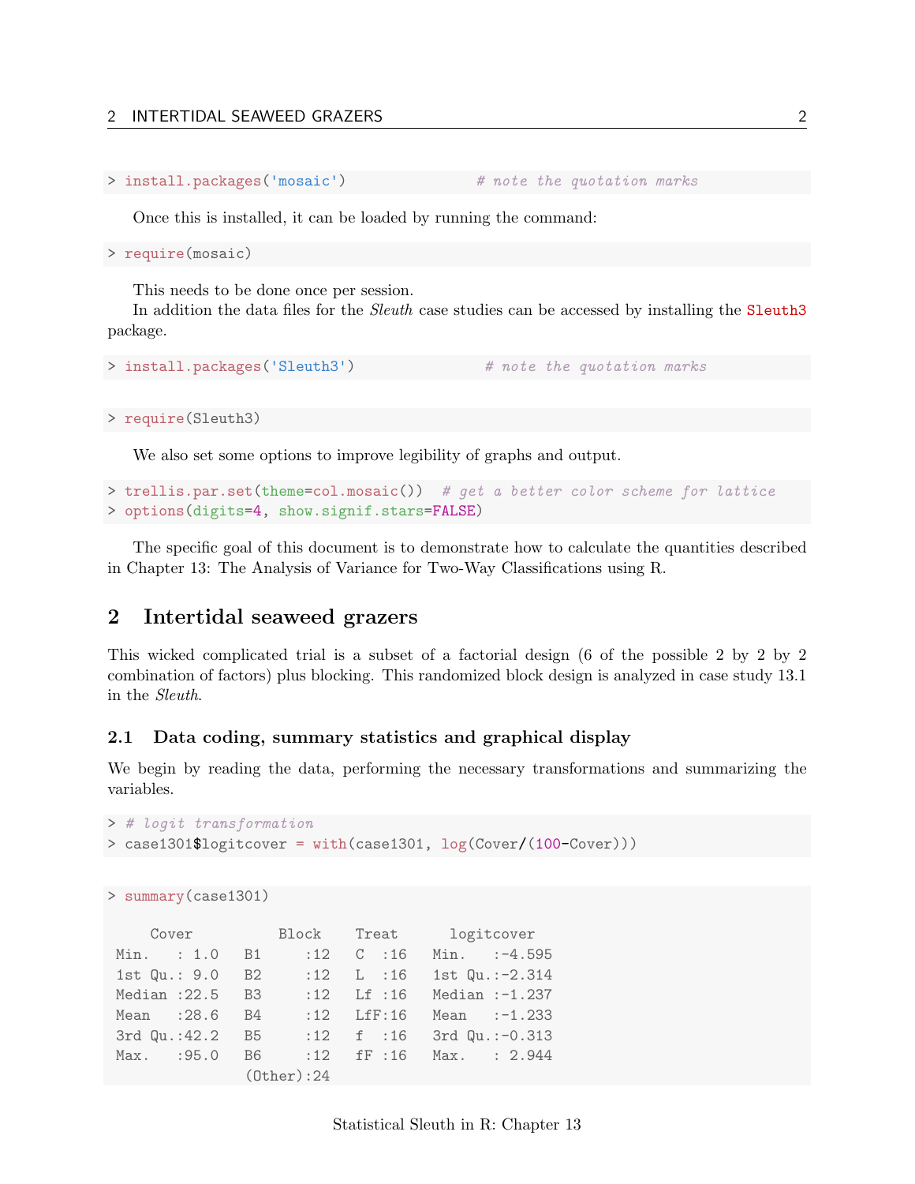```
> install.packages('mosaic')               # note the quotation marks
```

Once this is installed, it can be loaded by running the command:

```
> require(mosaic)
```

This needs to be done once per session.

In addition the data files for the *Sleuth* case studies can be accessed by installing the `Sleuth3` package.

```
> install.packages('Sleuth3')               # note the quotation marks
```

```
> require(Sleuth3)
```

We also set some options to improve legibility of graphs and output.

```
> trellis.par.set(theme=col.mosaic())  # get a better color scheme for lattice
> options(digits=4, show.signif.stars=FALSE)
```

The specific goal of this document is to demonstrate how to calculate the quantities described in Chapter 13: The Analysis of Variance for Two-Way Classifications using R.

## 2 Intertidal seaweed grazers

This wicked complicated trial is a subset of a factorial design (6 of the possible 2 by 2 by 2 combination of factors) plus blocking. This randomized block design is analyzed in case study 13.1 in the *Sleuth*.

### 2.1 Data coding, summary statistics and graphical display

We begin by reading the data, performing the necessary transformations and summarizing the variables.

```
> # logit transformation
> case1301$logitcover = with(case1301, log(Cover/(100-Cover)))
```

```
> summary(case1301)

     Cover          Block     Treat      logitcover
 Min.   : 1.0   B1     :12   C  :16   Min.   :-4.595
 1st Qu.: 9.0   B2     :12   L  :16   1st Qu.:-2.314
 Median :22.5   B3     :12   Lf :16   Median :-1.237
 Mean   :28.6   B4     :12   LfF:16   Mean   :-1.233
 3rd Qu.:42.2   B5     :12   f  :16   3rd Qu.:-0.313
 Max.   :95.0   B6     :12   fF :16   Max.   : 2.944
                (Other):24
```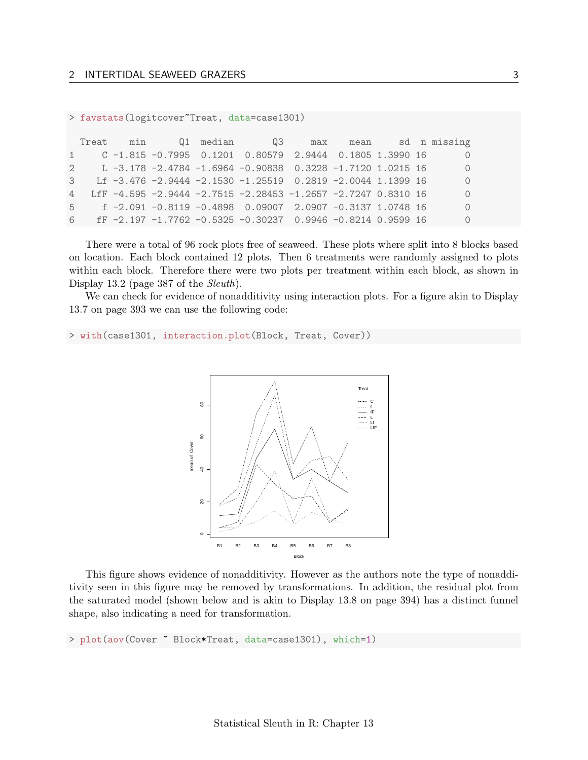```
> favstats(logitcover~Treat, data=case1301)

  Treat    min      Q1  median       Q3     max    mean     sd  n missing
1     C -1.815 -0.7995  0.1201  0.80579  2.9444  0.1805 1.3990 16       0
2     L -3.178 -2.4784 -1.6964 -0.90838  0.3228 -1.7120 1.0215 16       0
3    Lf -3.476 -2.9444 -2.1530 -1.25519  0.2819 -2.0044 1.1399 16       0
4   LfF -4.595 -2.9444 -2.7515 -2.28453 -1.2657 -2.7247 0.8310 16       0
5     f -2.091 -0.8119 -0.4898  0.09007  2.0907 -0.3137 1.0748 16       0
6    fF -2.197 -1.7762 -0.5325 -0.30237  0.9946 -0.8214 0.9599 16       0
```

There were a total of 96 rock plots free of seaweed. These plots where split into 8 blocks based on location. Each block contained 12 plots. Then 6 treatments were randomly assigned to plots within each block. Therefore there were two plots per treatment within each block, as shown in Display 13.2 (page 387 of the *Sleuth*).

We can check for evidence of nonadditivity using interaction plots. For a figure akin to Display 13.7 on page 393 we can use the following code:

```
> with(case1301, interaction.plot(Block, Treat, Cover))
```

This figure shows evidence of nonadditivity. However as the authors note the type of nonadditivity seen in this figure may be removed by transformations. In addition, the residual plot from the saturated model (shown below and is akin to Display 13.8 on page 394) has a distinct funnel shape, also indicating a need for transformation.

```
> plot(aov(Cover ~ Block*Treat, data=case1301), which=1)
```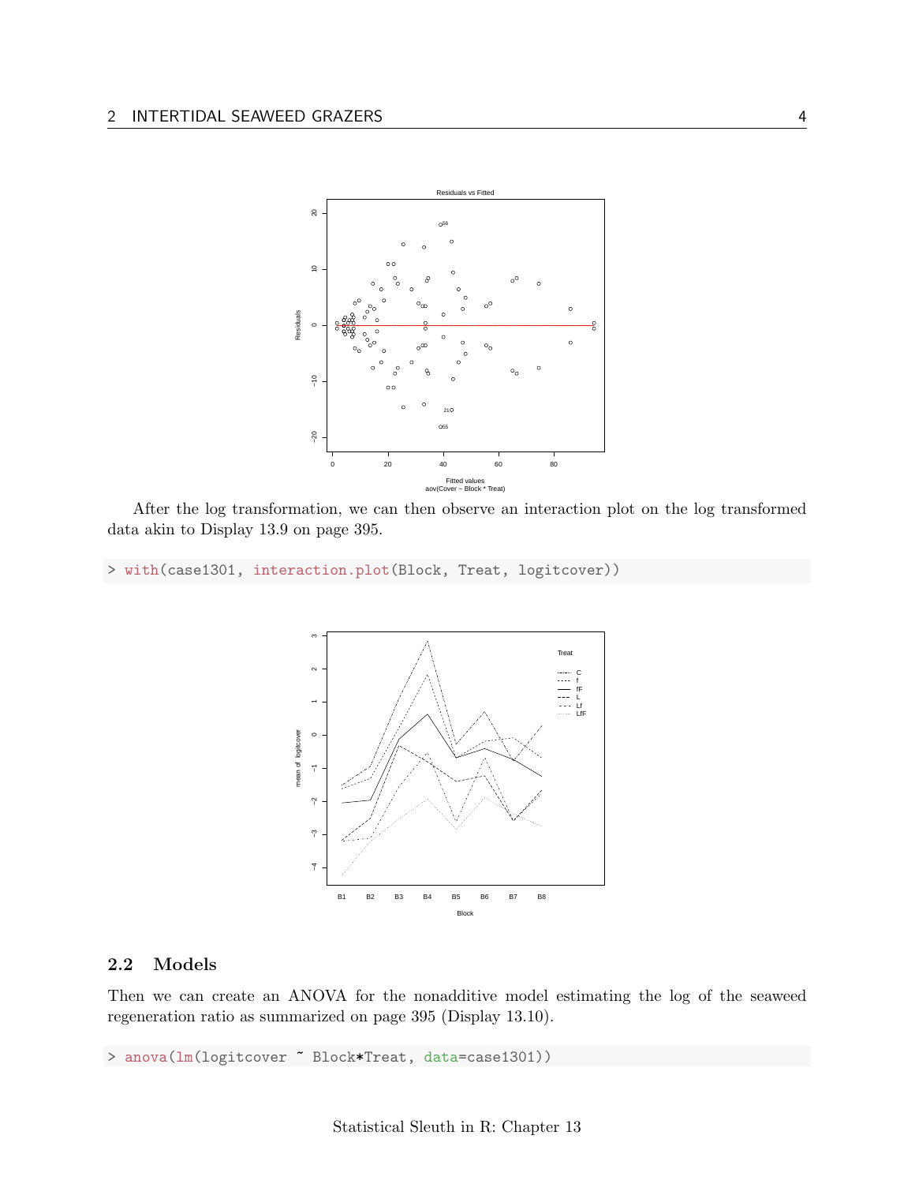After the log transformation, we can then observe an interaction plot on the log transformed data akin to Display 13.9 on page 395.

```
> with(case1301, interaction.plot(Block, Treat, logitcover))
```

## 2.2 Models

Then we can create an ANOVA for the nonadditive model estimating the log of the seaweed regeneration ratio as summarized on page 395 (Display 13.10).

```
> anova(lm(logitcover ~ Block*Treat, data=case1301))
```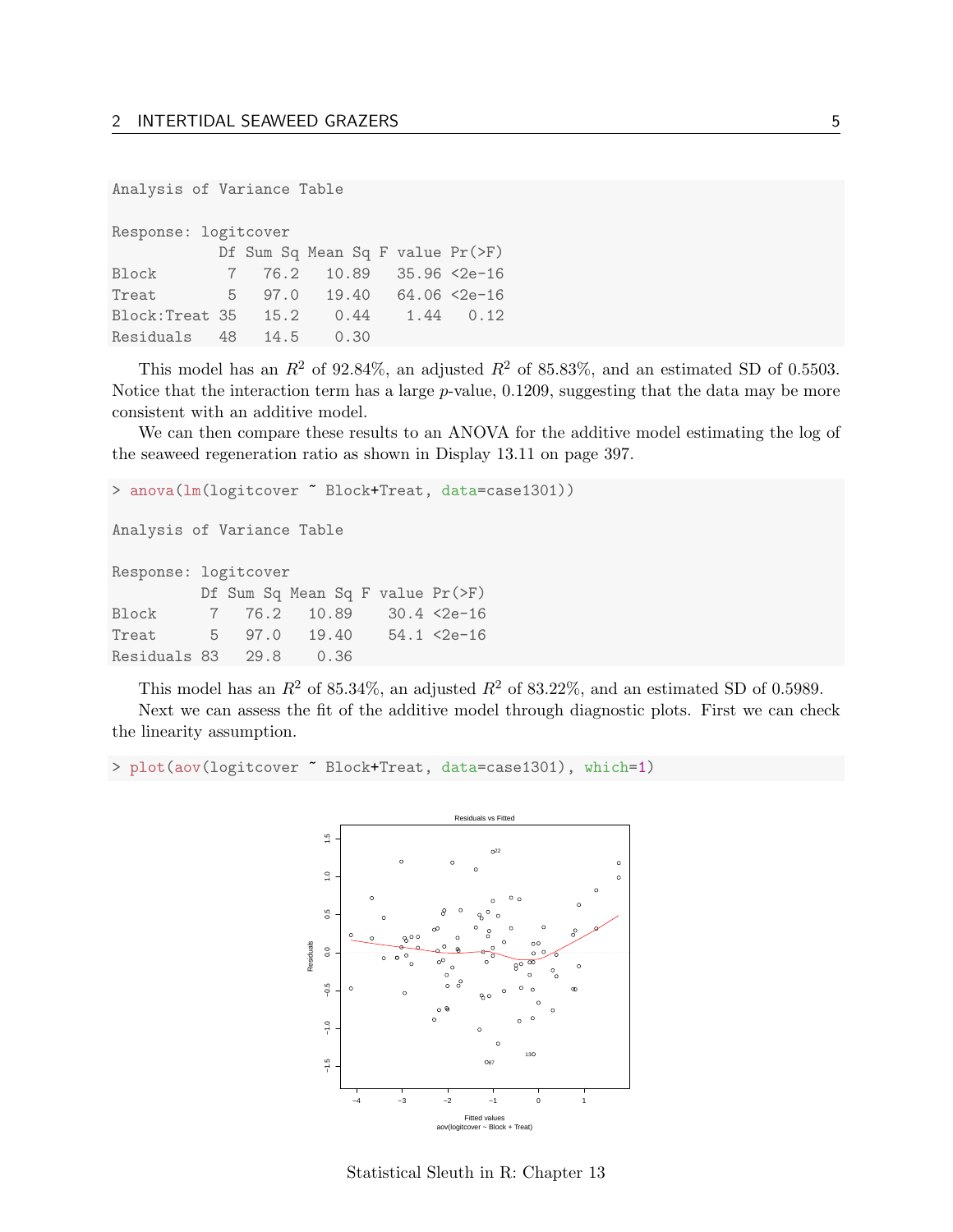```
Analysis of Variance Table

Response: logitcover
            Df Sum Sq Mean Sq F value Pr(>F)
Block        7   76.2   10.89   35.96 <2e-16
Treat        5   97.0   19.40   64.06 <2e-16
Block:Treat 35   15.2    0.44    1.44   0.12
Residuals   48   14.5    0.30
```

This model has an $R^2$ of 92.84%, an adjusted $R^2$ of 85.83%, and an estimated SD of 0.5503. Notice that the interaction term has a large $p$-value, 0.1209, suggesting that the data may be more consistent with an additive model.

We can then compare these results to an ANOVA for the additive model estimating the log of the seaweed regeneration ratio as shown in Display 13.11 on page 397.

```
> anova(lm(logitcover ~ Block+Treat, data=case1301))

Analysis of Variance Table

Response: logitcover
          Df Sum Sq Mean Sq F value Pr(>F)
Block      7   76.2   10.89    30.4 <2e-16
Treat      5   97.0   19.40    54.1 <2e-16
Residuals 83   29.8    0.36
```

This model has an $R^2$ of 85.34%, an adjusted $R^2$ of 83.22%, and an estimated SD of 0.5989.

Next we can assess the fit of the additive model through diagnostic plots. First we can check the linearity assumption.

```
> plot(aov(logitcover ~ Block+Treat, data=case1301), which=1)
```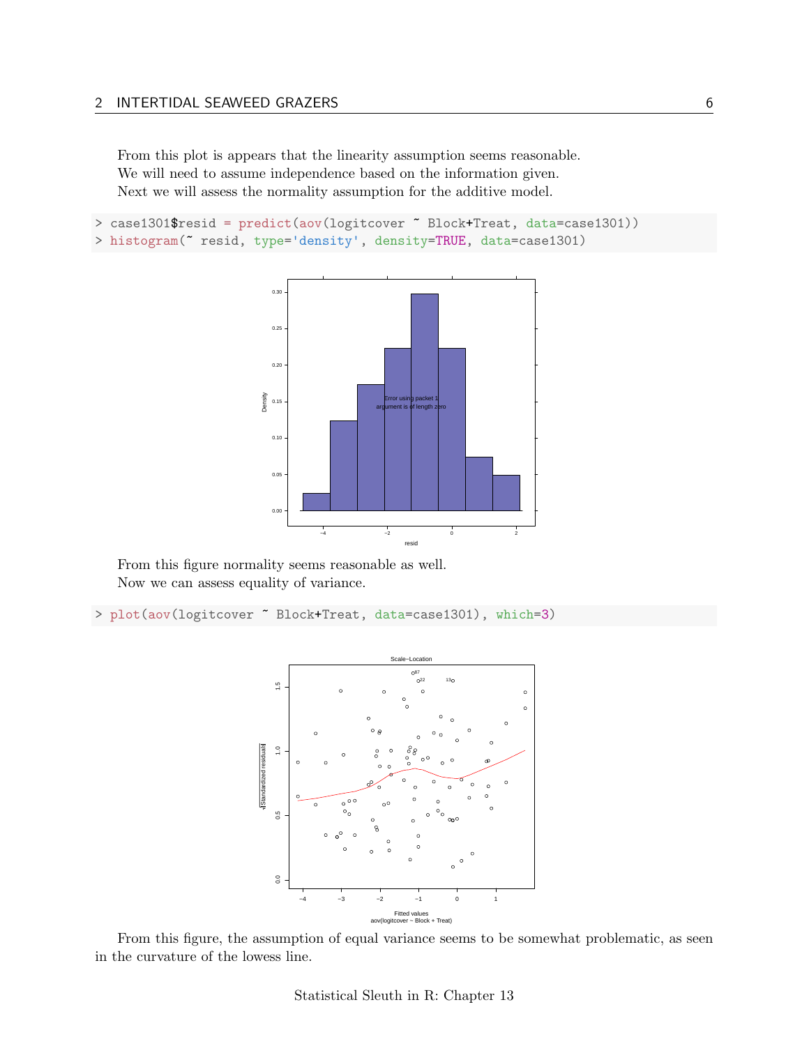From this plot is appears that the linearity assumption seems reasonable.
We will need to assume independence based on the information given.
Next we will assess the normality assumption for the additive model.

```
> case1301$resid = predict(aov(logitcover ~ Block+Treat, data=case1301))
> histogram(~ resid, type='density', density=TRUE, data=case1301)
```

From this figure normality seems reasonable as well.
Now we can assess equality of variance.

```
> plot(aov(logitcover ~ Block+Treat, data=case1301), which=3)
```

From this figure, the assumption of equal variance seems to be somewhat problematic, as seen in the curvature of the lowess line.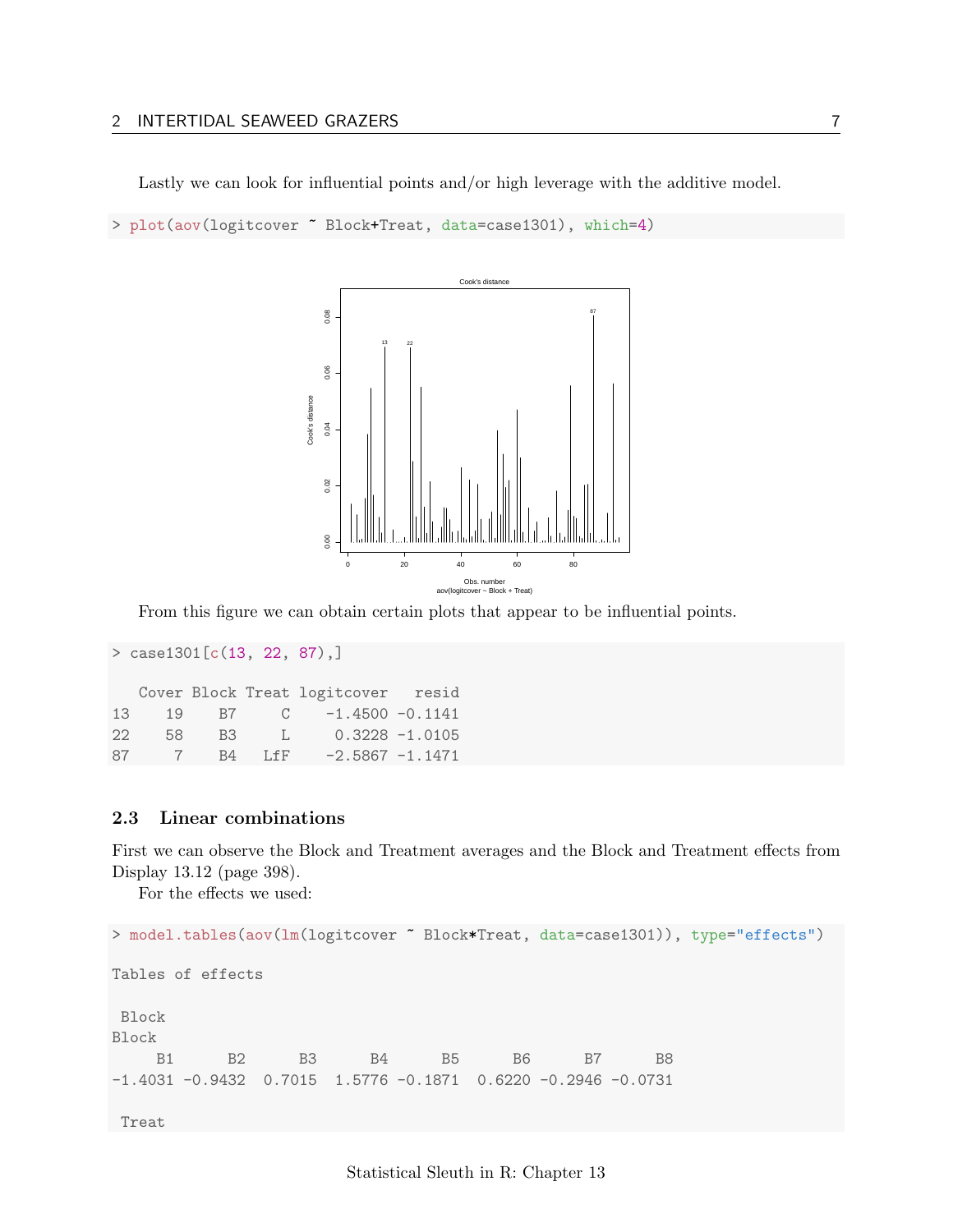Lastly we can look for influential points and/or high leverage with the additive model.

```
> plot(aov(logitcover ~ Block+Treat, data=case1301), which=4)
```

From this figure we can obtain certain plots that appear to be influential points.

```
> case1301[c(13, 22, 87),]

   Cover Block Treat logitcover   resid
13    19    B7     C    -1.4500 -0.1141
22    58    B3     L     0.3228 -1.0105
87     7    B4   LfF    -2.5867 -1.1471
```

### 2.3 Linear combinations

First we can observe the Block and Treatment averages and the Block and Treatment effects from Display 13.12 (page 398).

For the effects we used:

```
> model.tables(aov(lm(logitcover ~ Block*Treat, data=case1301)), type="effects")

Tables of effects

 Block
Block
     B1      B2      B3      B4      B5      B6      B7      B8
-1.4031 -0.9432  0.7015  1.5776 -0.1871  0.6220 -0.2946 -0.0731

 Treat
```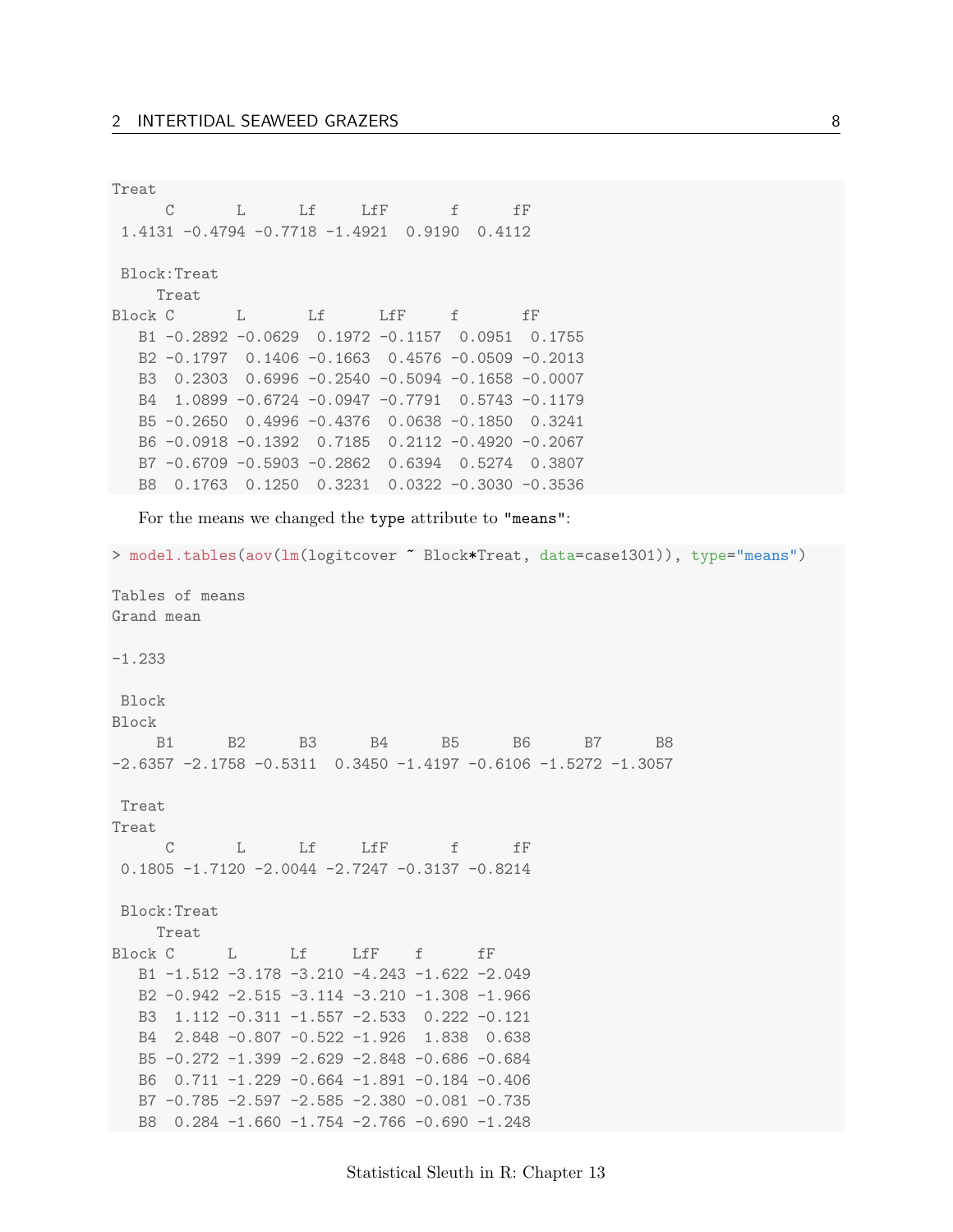```
Treat
      C       L      Lf     LfF       f      fF 
 1.4131 -0.4794 -0.7718 -1.4921  0.9190  0.4112 

 Block:Treat 
     Treat
Block C       L       Lf      LfF     f       fF     
   B1 -0.2892 -0.0629  0.1972 -0.1157  0.0951  0.1755
   B2 -0.1797  0.1406 -0.1663  0.4576 -0.0509 -0.2013
   B3  0.2303  0.6996 -0.2540 -0.5094 -0.1658 -0.0007
   B4  1.0899 -0.6724 -0.0947 -0.7791  0.5743 -0.1179
   B5 -0.2650  0.4996 -0.4376  0.0638 -0.1850  0.3241
   B6 -0.0918 -0.1392  0.7185  0.2112 -0.4920 -0.2067
   B7 -0.6709 -0.5903 -0.2862  0.6394  0.5274  0.3807
   B8  0.1763  0.1250  0.3231  0.0322 -0.3030 -0.3536
```

For the means we changed the `type` attribute to `"means"`:

```
> model.tables(aov(lm(logitcover ~ Block*Treat, data=case1301)), type="means")

Tables of means
Grand mean
          
-1.233 

 Block 
Block
     B1      B2      B3      B4      B5      B6      B7      B8 
-2.6357 -2.1758 -0.5311  0.3450 -1.4197 -0.6106 -1.5272 -1.3057 

 Treat 
Treat
      C       L      Lf     LfF       f      fF 
 0.1805 -1.7120 -2.0044 -2.7247 -0.3137 -0.8214 

 Block:Treat 
     Treat
Block C      L      Lf     LfF    f      fF    
   B1 -1.512 -3.178 -3.210 -4.243 -1.622 -2.049
   B2 -0.942 -2.515 -3.114 -3.210 -1.308 -1.966
   B3  1.112 -0.311 -1.557 -2.533  0.222 -0.121
   B4  2.848 -0.807 -0.522 -1.926  1.838  0.638
   B5 -0.272 -1.399 -2.629 -2.848 -0.686 -0.684
   B6  0.711 -1.229 -0.664 -1.891 -0.184 -0.406
   B7 -0.785 -2.597 -2.585 -2.380 -0.081 -0.735
   B8  0.284 -1.660 -1.754 -2.766 -0.690 -1.248
```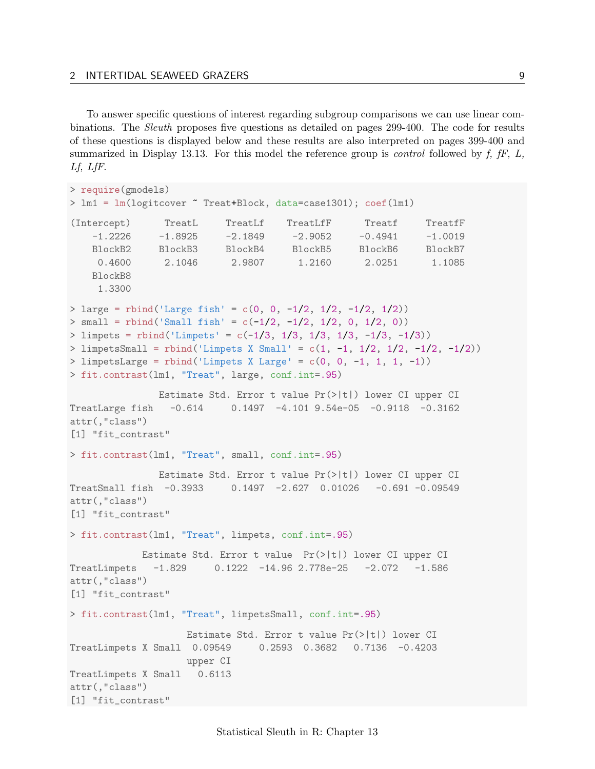To answer specific questions of interest regarding subgroup comparisons we can use linear combinations. The *Sleuth* proposes five questions as detailed on pages 299-400. The code for results of these questions is displayed below and these results are also interpreted on pages 399-400 and summarized in Display 13.13. For this model the reference group is *control* followed by *f, fF, L, Lf, LfF*.

```
> require(gmodels)
> lm1 = lm(logitcover ~ Treat+Block, data=case1301); coef(lm1)

(Intercept)      TreatL     TreatLf    TreatLfF      Treatf     TreatfF
    -1.2226     -1.8925     -2.1849     -2.9052     -0.4941     -1.0019
    BlockB2     BlockB3     BlockB4     BlockB5     BlockB6     BlockB7
     0.4600      2.1046      2.9807      1.2160      2.0251      1.1085
    BlockB8
     1.3300

> large = rbind('Large fish' = c(0, 0, -1/2, 1/2, -1/2, 1/2))
> small = rbind('Small fish' = c(-1/2, -1/2, 1/2, 0, 1/2, 0))
> limpets = rbind('Limpets' = c(-1/3, 1/3, 1/3, 1/3, -1/3, -1/3))
> limpetsSmall = rbind('Limpets X Small' = c(1, -1, 1/2, 1/2, -1/2, -1/2))
> limpetsLarge = rbind('Limpets X Large' = c(0, 0, -1, 1, 1, -1))
> fit.contrast(lm1, "Treat", large, conf.int=.95)

                Estimate Std. Error t value Pr(>|t|) lower CI upper CI
TreatLarge fish   -0.614     0.1497  -4.101 9.54e-05  -0.9118  -0.3162
attr(,"class")
[1] "fit_contrast"

> fit.contrast(lm1, "Treat", small, conf.int=.95)

                Estimate Std. Error t value Pr(>|t|) lower CI upper CI
TreatSmall fish  -0.3933     0.1497  -2.627  0.01026   -0.691 -0.09549
attr(,"class")
[1] "fit_contrast"

> fit.contrast(lm1, "Treat", limpets, conf.int=.95)

             Estimate Std. Error t value  Pr(>|t|) lower CI upper CI
TreatLimpets   -1.829     0.1222  -14.96 2.778e-25   -2.072   -1.586
attr(,"class")
[1] "fit_contrast"

> fit.contrast(lm1, "Treat", limpetsSmall, conf.int=.95)

                     Estimate Std. Error t value Pr(>|t|) lower CI
TreatLimpets X Small  0.09549     0.2593  0.3682   0.7136  -0.4203
                     upper CI
TreatLimpets X Small   0.6113
attr(,"class")
[1] "fit_contrast"
```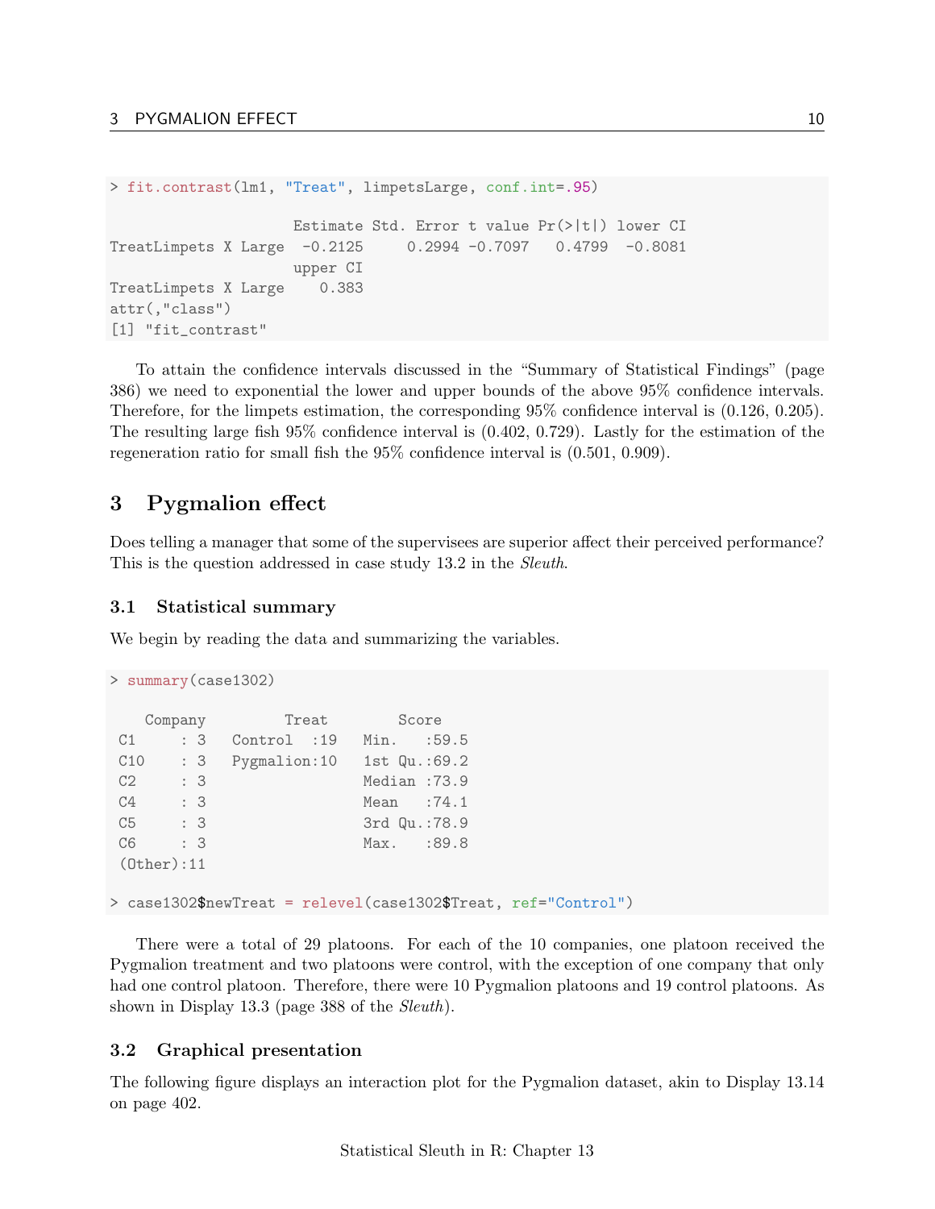```
> fit.contrast(lm1, "Treat", limpetsLarge, conf.int=.95)

                     Estimate Std. Error t value Pr(>|t|) lower CI
TreatLimpets X Large  -0.2125     0.2994 -0.7097   0.4799  -0.8081
                     upper CI
TreatLimpets X Large    0.383
attr(,"class")
[1] "fit_contrast"
```

To attain the confidence intervals discussed in the "Summary of Statistical Findings" (page 386) we need to exponential the lower and upper bounds of the above 95% confidence intervals. Therefore, for the limpets estimation, the corresponding 95% confidence interval is (0.126, 0.205). The resulting large fish 95% confidence interval is (0.402, 0.729). Lastly for the estimation of the regeneration ratio for small fish the 95% confidence interval is (0.501, 0.909).

## 3 Pygmalion effect

Does telling a manager that some of the supervisees are superior affect their perceived performance? This is the question addressed in case study 13.2 in the *Sleuth*.

### 3.1 Statistical summary

We begin by reading the data and summarizing the variables.

```
> summary(case1302)

   Company         Treat        Score     
 C1     : 3   Control  :19   Min.   :59.5  
 C10    : 3   Pygmalion:10   1st Qu.:69.2  
 C2     : 3                  Median :73.9  
 C4     : 3                  Mean   :74.1  
 C5     : 3                  3rd Qu.:78.9  
 C6     : 3                  Max.   :89.8  
 (Other):11                                

> case1302$newTreat = relevel(case1302$Treat, ref="Control")
```

There were a total of 29 platoons. For each of the 10 companies, one platoon received the Pygmalion treatment and two platoons were control, with the exception of one company that only had one control platoon. Therefore, there were 10 Pygmalion platoons and 19 control platoons. As shown in Display 13.3 (page 388 of the *Sleuth*).

### 3.2 Graphical presentation

The following figure displays an interaction plot for the Pygmalion dataset, akin to Display 13.14 on page 402.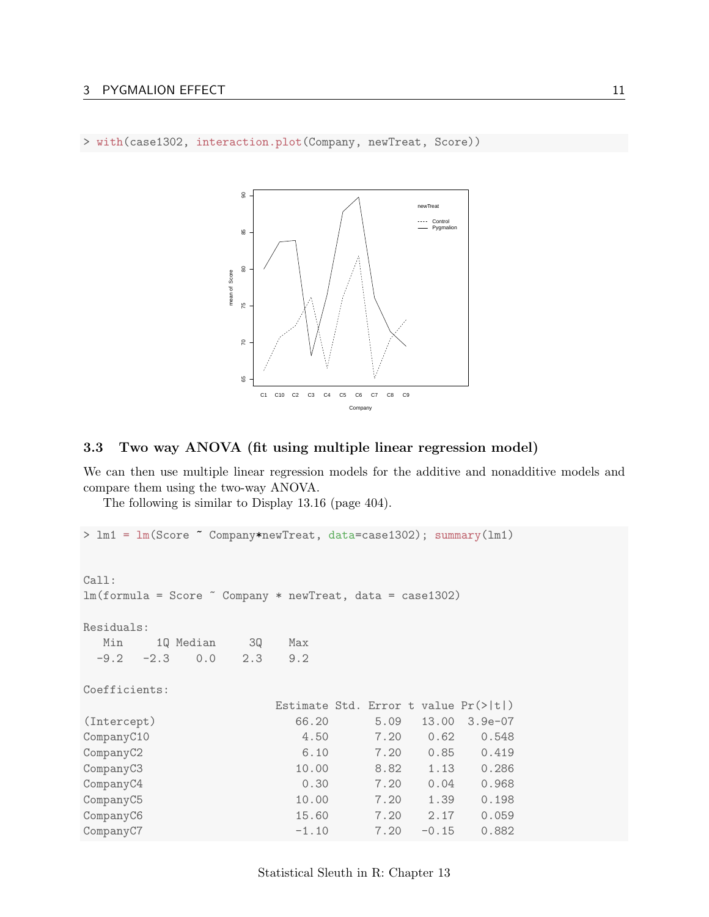```
> with(case1302, interaction.plot(Company, newTreat, Score))
```

### 3.3 Two way ANOVA (fit using multiple linear regression model)

We can then use multiple linear regression models for the additive and nonadditive models and compare them using the two-way ANOVA.

The following is similar to Display 13.16 (page 404).

```
> lm1 = lm(Score ~ Company*newTreat, data=case1302); summary(lm1)


Call:
lm(formula = Score ~ Company * newTreat, data = case1302)

Residuals:
   Min     1Q Median     3Q    Max 
  -9.2   -2.3    0.0    2.3    9.2 

Coefficients:
                            Estimate Std. Error t value Pr(>|t|)
(Intercept)                    66.20       5.09   13.00  3.9e-07
CompanyC10                      4.50       7.20    0.62    0.548
CompanyC2                       6.10       7.20    0.85    0.419
CompanyC3                      10.00       8.82    1.13    0.286
CompanyC4                       0.30       7.20    0.04    0.968
CompanyC5                      10.00       7.20    1.39    0.198
CompanyC6                      15.60       7.20    2.17    0.059
CompanyC7                      -1.10       7.20   -0.15    0.882
```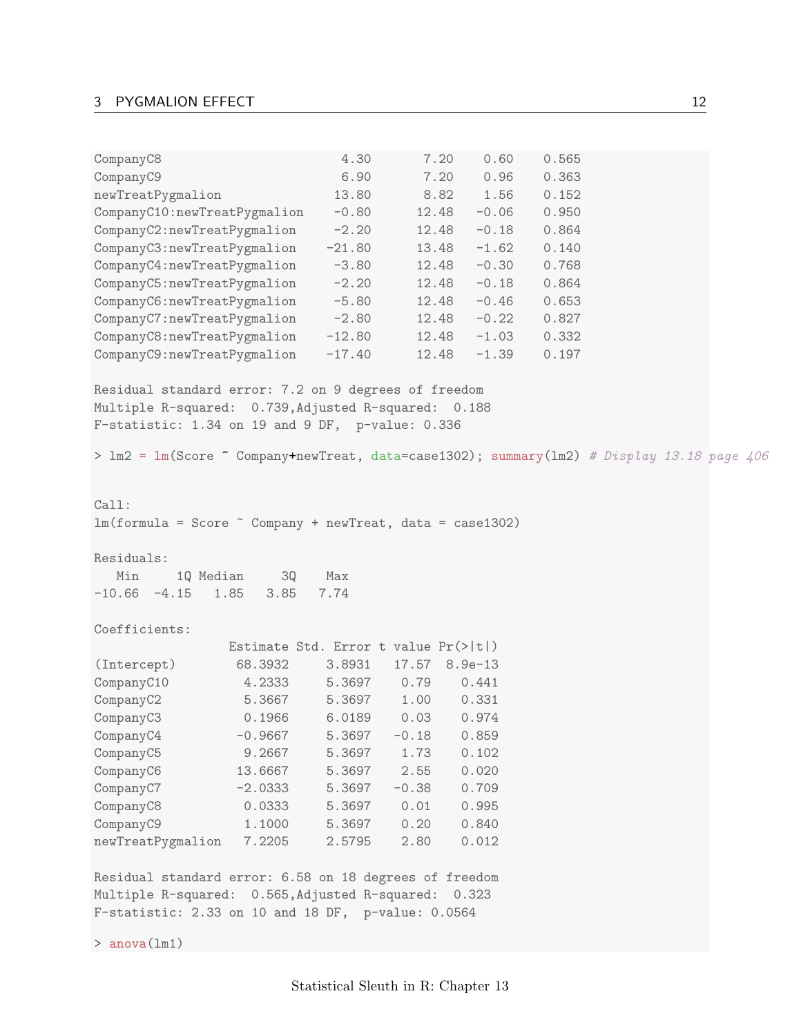```
CompanyC8                     4.30       7.20    0.60    0.565
CompanyC9                     6.90       7.20    0.96    0.363
newTreatPygmalion            13.80       8.82    1.56    0.152
CompanyC10:newTreatPygmalion  -0.80     12.48   -0.06    0.950
CompanyC2:newTreatPygmalion   -2.20     12.48   -0.18    0.864
CompanyC3:newTreatPygmalion  -21.80     13.48   -1.62    0.140
CompanyC4:newTreatPygmalion   -3.80     12.48   -0.30    0.768
CompanyC5:newTreatPygmalion   -2.20     12.48   -0.18    0.864
CompanyC6:newTreatPygmalion   -5.80     12.48   -0.46    0.653
CompanyC7:newTreatPygmalion   -2.80     12.48   -0.22    0.827
CompanyC8:newTreatPygmalion  -12.80     12.48   -1.03    0.332
CompanyC9:newTreatPygmalion  -17.40     12.48   -1.39    0.197

Residual standard error: 7.2 on 9 degrees of freedom
Multiple R-squared:  0.739,Adjusted R-squared:  0.188
F-statistic: 1.34 on 19 and 9 DF,  p-value: 0.336

> lm2 = lm(Score ~ Company+newTreat, data=case1302); summary(lm2) # Display 13.18 page 406


Call:
lm(formula = Score ~ Company + newTreat, data = case1302)

Residuals:
   Min     1Q Median     3Q    Max 
-10.66  -4.15   1.85   3.85   7.74 

Coefficients:
                  Estimate Std. Error t value Pr(>|t|)
(Intercept)        68.3932     3.8931   17.57  8.9e-13
CompanyC10          4.2333     5.3697    0.79    0.441
CompanyC2           5.3667     5.3697    1.00    0.331
CompanyC3           0.1966     6.0189    0.03    0.974
CompanyC4          -0.9667     5.3697   -0.18    0.859
CompanyC5           9.2667     5.3697    1.73    0.102
CompanyC6          13.6667     5.3697    2.55    0.020
CompanyC7          -2.0333     5.3697   -0.38    0.709
CompanyC8           0.0333     5.3697    0.01    0.995
CompanyC9           1.1000     5.3697    0.20    0.840
newTreatPygmalion   7.2205     2.5795    2.80    0.012

Residual standard error: 6.58 on 18 degrees of freedom
Multiple R-squared:  0.565,Adjusted R-squared:  0.323
F-statistic: 2.33 on 10 and 18 DF,  p-value: 0.0564

> anova(lm1)
```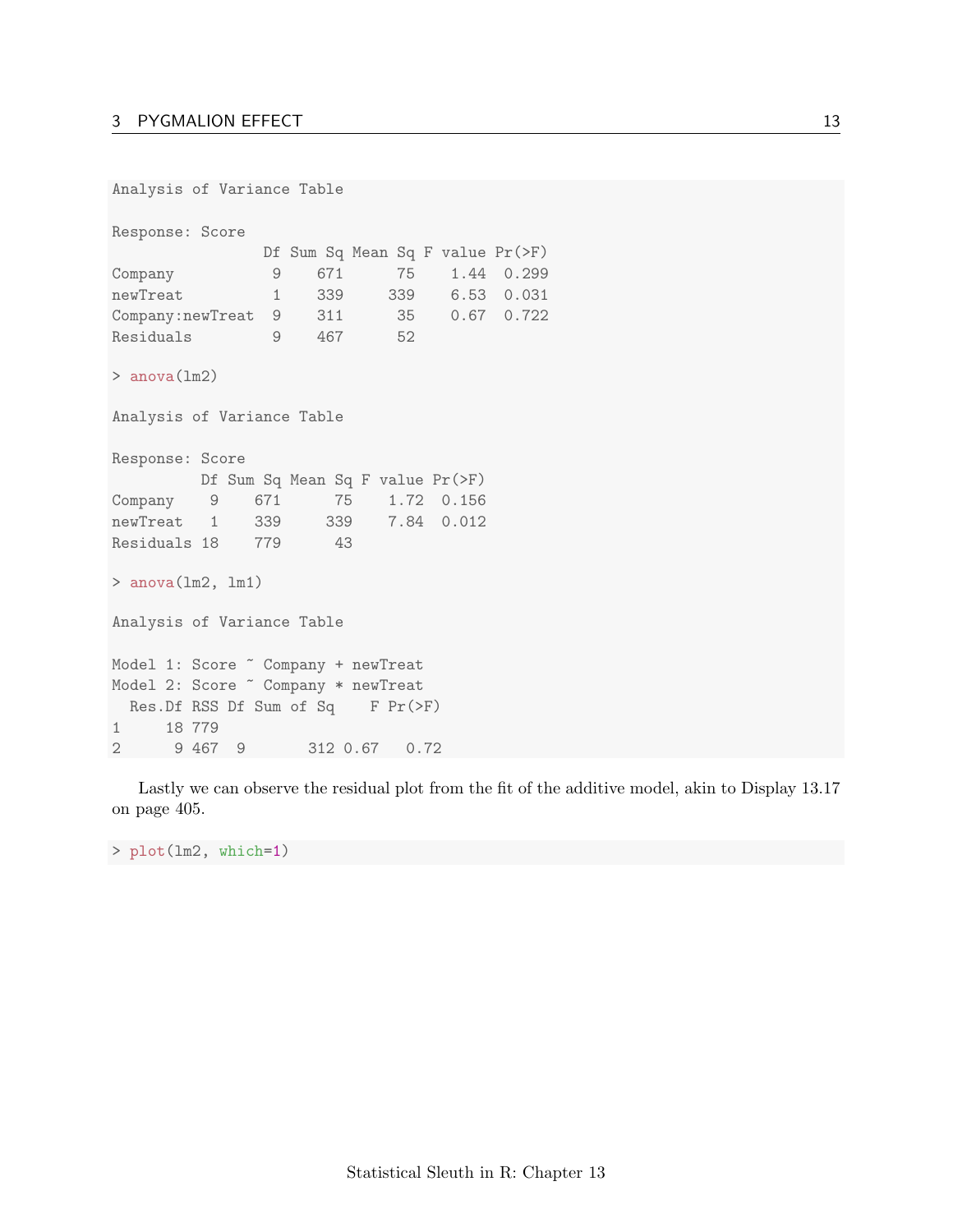```
Analysis of Variance Table

Response: Score
                Df Sum Sq Mean Sq F value Pr(>F)
Company          9    671      75    1.44  0.299
newTreat         1    339     339    6.53  0.031
Company:newTreat  9    311      35    0.67  0.722
Residuals        9    467      52

> anova(lm2)

Analysis of Variance Table

Response: Score
          Df Sum Sq Mean Sq F value Pr(>F)
Company    9    671      75    1.72  0.156
newTreat   1    339     339    7.84  0.012
Residuals 18    779      43

> anova(lm2, lm1)

Analysis of Variance Table

Model 1: Score ~ Company + newTreat
Model 2: Score ~ Company * newTreat
  Res.Df RSS Df Sum of Sq    F Pr(>F)
1     18 779
2      9 467  9       312 0.67   0.72
```

Lastly we can observe the residual plot from the fit of the additive model, akin to Display 13.17 on page 405.

```
> plot(lm2, which=1)
```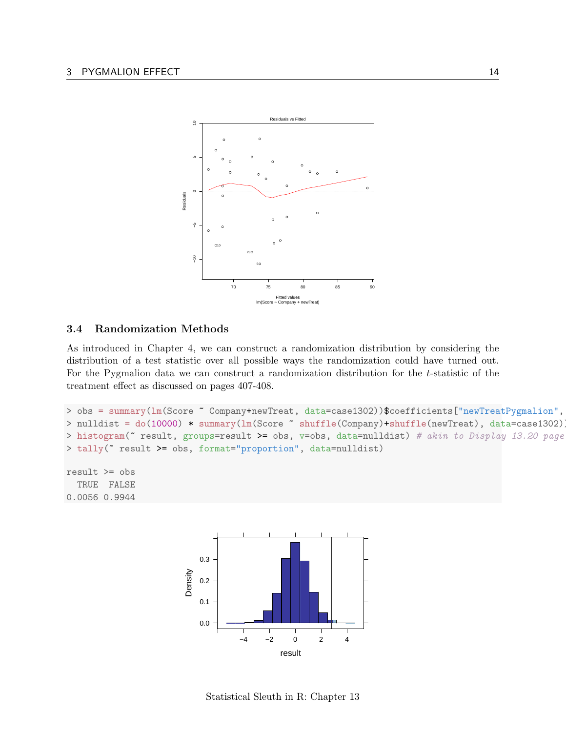### 3.4 Randomization Methods

As introduced in Chapter 4, we can construct a randomization distribution by considering the distribution of a test statistic over all possible ways the randomization could have turned out. For the Pygmalion data we can construct a randomization distribution for the $t$-statistic of the treatment effect as discussed on pages 407-408.

```
> obs = summary(lm(Score ~ Company+newTreat, data=case1302))$coefficients["newTreatPygmalion",
> nulldist = do(10000) * summary(lm(Score ~ shuffle(Company)+shuffle(newTreat), data=case1302)
> histogram(~ result, groups=result >= obs, v=obs, data=nulldist) # akin to Display 13.20 page
> tally(~ result >= obs, format="proportion", data=nulldist)

result >= obs
  TRUE  FALSE
0.0056 0.9944
```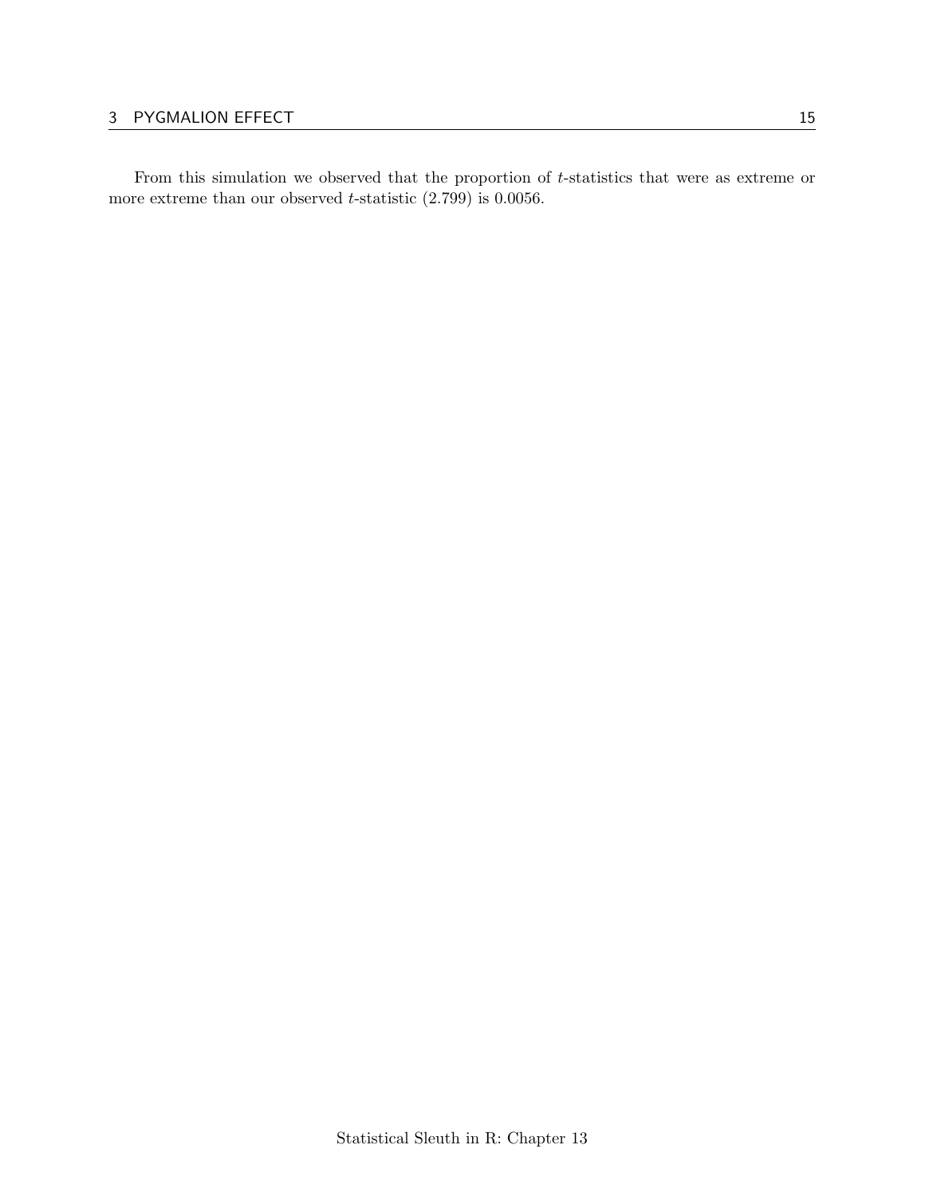From this simulation we observed that the proportion of $t$-statistics that were as extreme or more extreme than our observed $t$-statistic (2.799) is 0.0056.